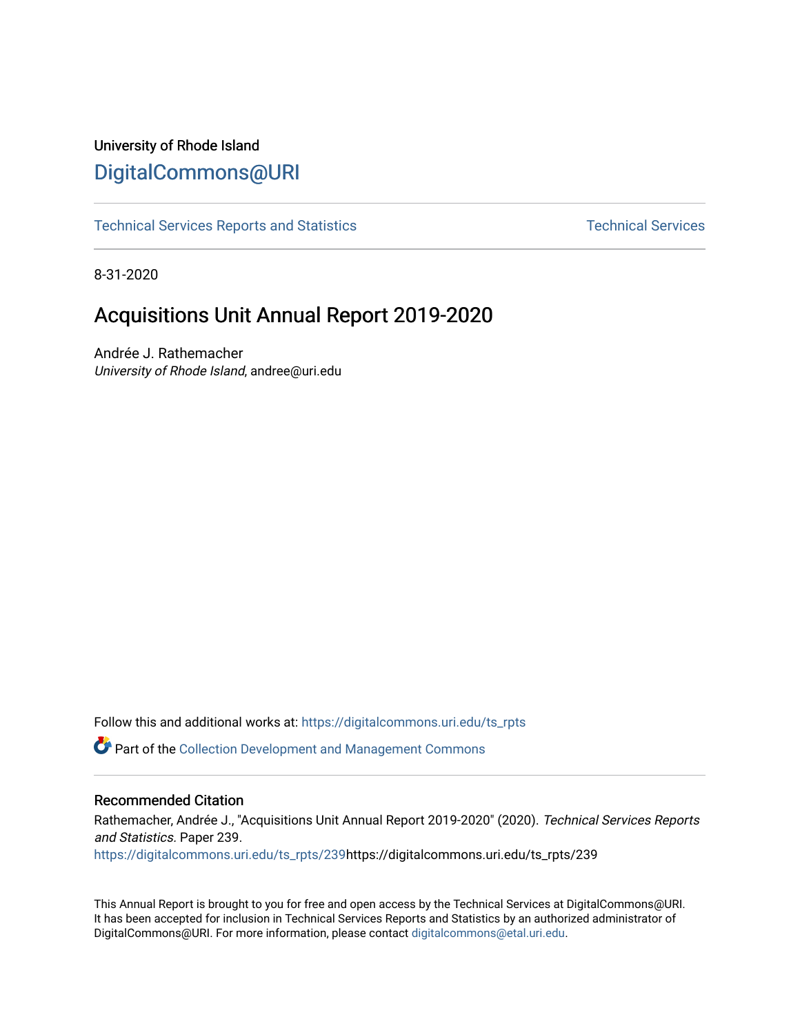University of Rhode Island

DigitalCommons@URI

Technical Services Reports and Statistics | Technical Services

8-31-2020

# Acquisitions Unit Annual Report 2019-2020

Andrée J. Rathemacher
*University of Rhode Island*, andree@uri.edu

Follow this and additional works at: https://digitalcommons.uri.edu/ts_rpts

Part of the Collection Development and Management Commons

## Recommended Citation

Rathemacher, Andrée J., "Acquisitions Unit Annual Report 2019-2020" (2020). *Technical Services Reports and Statistics.* Paper 239.
https://digitalcommons.uri.edu/ts_rpts/239https://digitalcommons.uri.edu/ts_rpts/239

This Annual Report is brought to you for free and open access by the Technical Services at DigitalCommons@URI. It has been accepted for inclusion in Technical Services Reports and Statistics by an authorized administrator of DigitalCommons@URI. For more information, please contact digitalcommons@etal.uri.edu.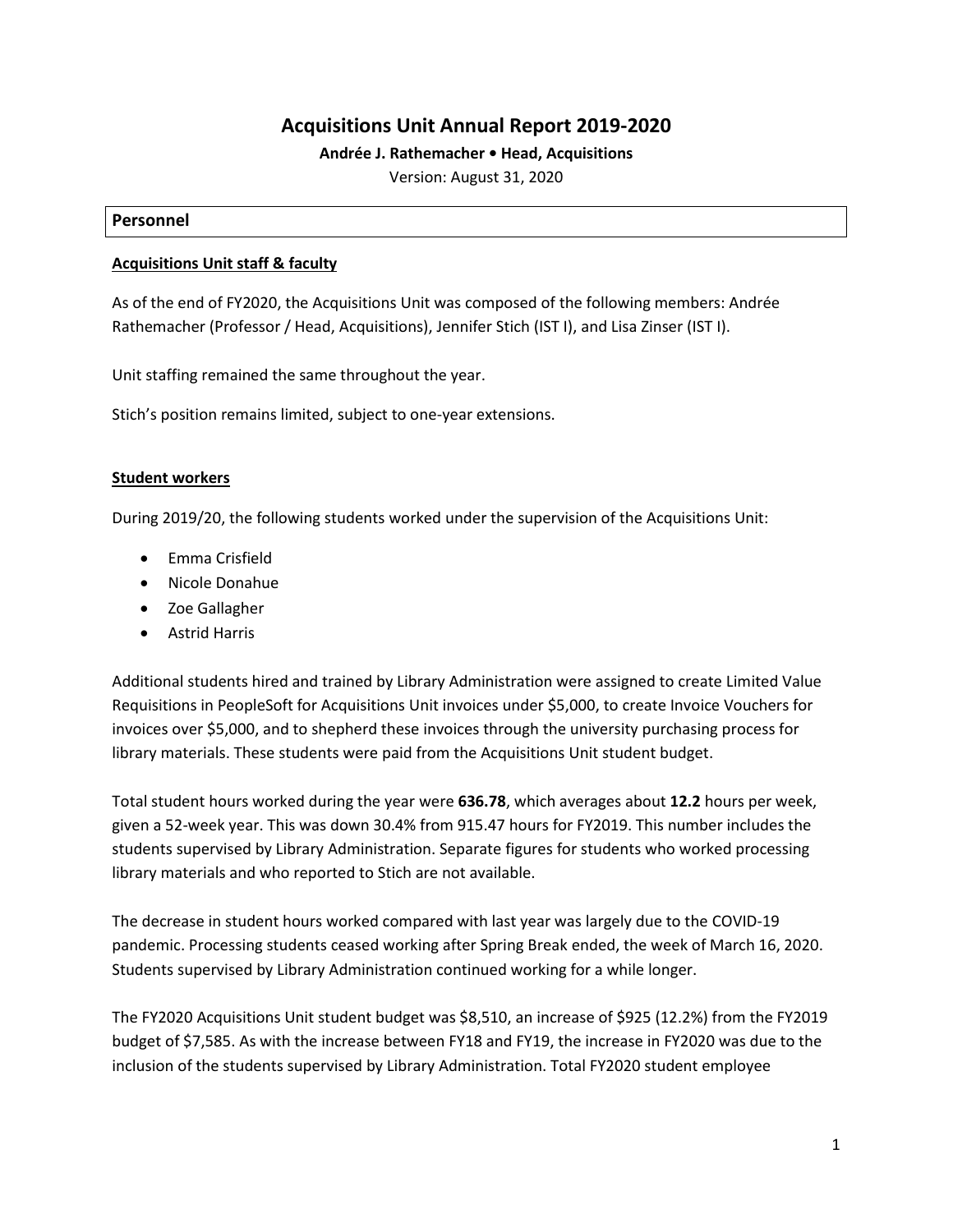# Acquisitions Unit Annual Report 2019-2020

**Andrée J. Rathemacher • Head, Acquisitions**

Version: August 31, 2020

## Personnel

### Acquisitions Unit staff & faculty

As of the end of FY2020, the Acquisitions Unit was composed of the following members: Andrée Rathemacher (Professor / Head, Acquisitions), Jennifer Stich (IST I), and Lisa Zinser (IST I).

Unit staffing remained the same throughout the year.

Stich's position remains limited, subject to one-year extensions.

### Student workers

During 2019/20, the following students worked under the supervision of the Acquisitions Unit:

- Emma Crisfield
- Nicole Donahue
- Zoe Gallagher
- Astrid Harris

Additional students hired and trained by Library Administration were assigned to create Limited Value Requisitions in PeopleSoft for Acquisitions Unit invoices under $5,000, to create Invoice Vouchers for invoices over $5,000, and to shepherd these invoices through the university purchasing process for library materials. These students were paid from the Acquisitions Unit student budget.

Total student hours worked during the year were **636.78**, which averages about **12.2** hours per week, given a 52-week year. This was down 30.4% from 915.47 hours for FY2019. This number includes the students supervised by Library Administration. Separate figures for students who worked processing library materials and who reported to Stich are not available.

The decrease in student hours worked compared with last year was largely due to the COVID-19 pandemic. Processing students ceased working after Spring Break ended, the week of March 16, 2020. Students supervised by Library Administration continued working for a while longer.

The FY2020 Acquisitions Unit student budget was $8,510, an increase of $925 (12.2%) from the FY2019 budget of $7,585. As with the increase between FY18 and FY19, the increase in FY2020 was due to the inclusion of the students supervised by Library Administration. Total FY2020 student employee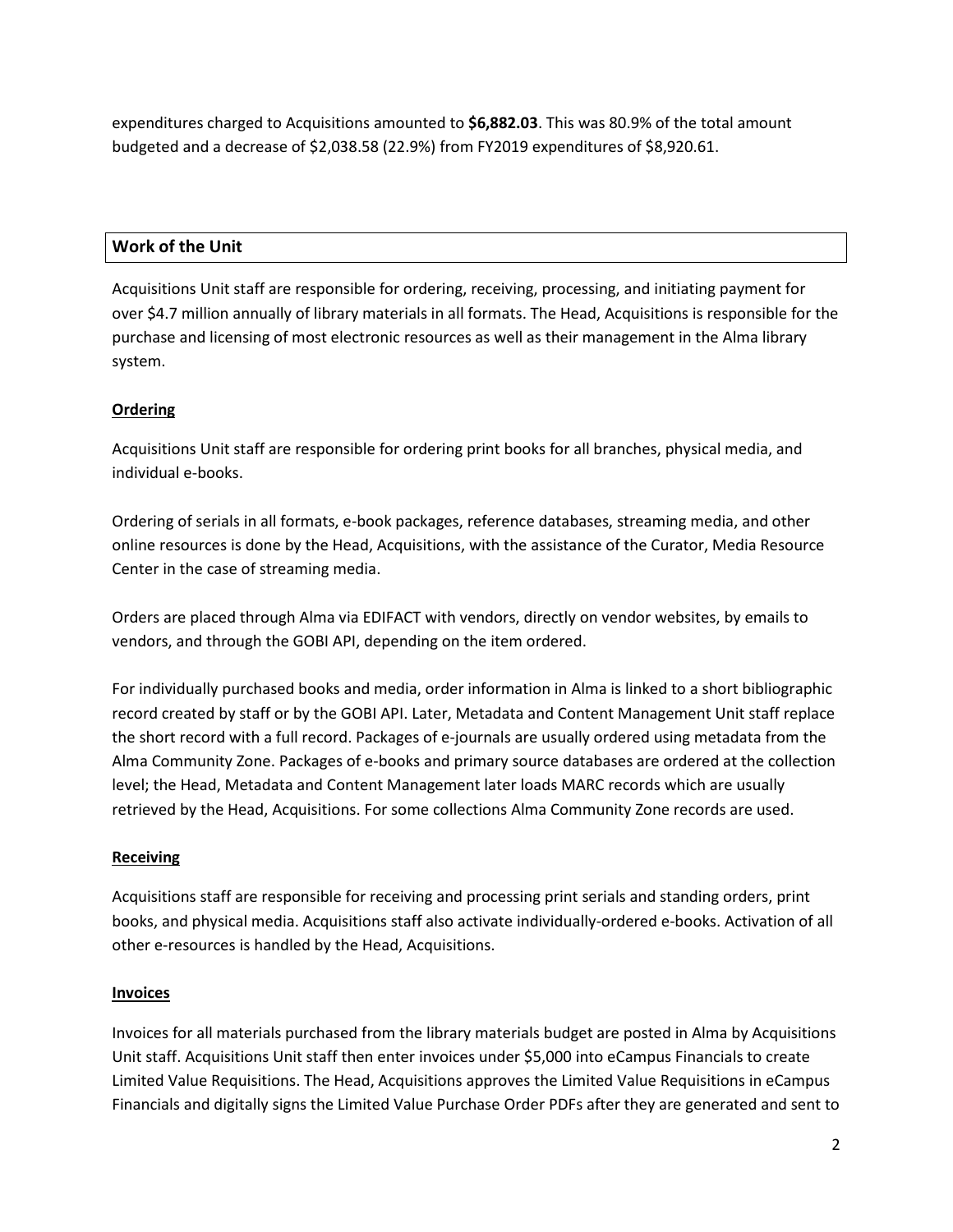expenditures charged to Acquisitions amounted to **$6,882.03**. This was 80.9% of the total amount budgeted and a decrease of $2,038.58 (22.9%) from FY2019 expenditures of $8,920.61.

## Work of the Unit

Acquisitions Unit staff are responsible for ordering, receiving, processing, and initiating payment for over $4.7 million annually of library materials in all formats. The Head, Acquisitions is responsible for the purchase and licensing of most electronic resources as well as their management in the Alma library system.

### Ordering

Acquisitions Unit staff are responsible for ordering print books for all branches, physical media, and individual e-books.

Ordering of serials in all formats, e-book packages, reference databases, streaming media, and other online resources is done by the Head, Acquisitions, with the assistance of the Curator, Media Resource Center in the case of streaming media.

Orders are placed through Alma via EDIFACT with vendors, directly on vendor websites, by emails to vendors, and through the GOBI API, depending on the item ordered.

For individually purchased books and media, order information in Alma is linked to a short bibliographic record created by staff or by the GOBI API. Later, Metadata and Content Management Unit staff replace the short record with a full record. Packages of e-journals are usually ordered using metadata from the Alma Community Zone. Packages of e-books and primary source databases are ordered at the collection level; the Head, Metadata and Content Management later loads MARC records which are usually retrieved by the Head, Acquisitions. For some collections Alma Community Zone records are used.

### Receiving

Acquisitions staff are responsible for receiving and processing print serials and standing orders, print books, and physical media. Acquisitions staff also activate individually-ordered e-books. Activation of all other e-resources is handled by the Head, Acquisitions.

### Invoices

Invoices for all materials purchased from the library materials budget are posted in Alma by Acquisitions Unit staff. Acquisitions Unit staff then enter invoices under $5,000 into eCampus Financials to create Limited Value Requisitions. The Head, Acquisitions approves the Limited Value Requisitions in eCampus Financials and digitally signs the Limited Value Purchase Order PDFs after they are generated and sent to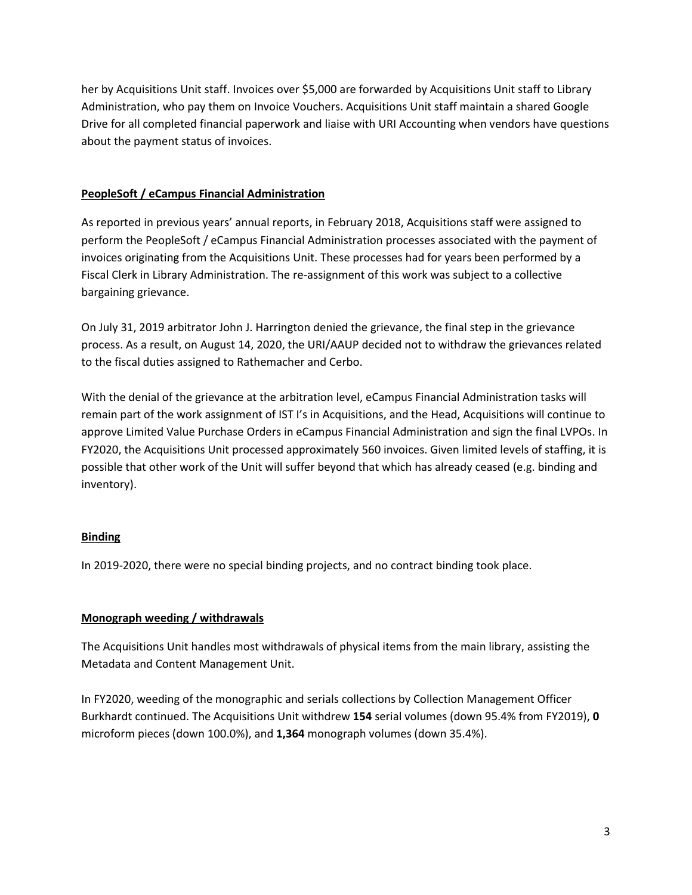her by Acquisitions Unit staff. Invoices over $5,000 are forwarded by Acquisitions Unit staff to Library Administration, who pay them on Invoice Vouchers. Acquisitions Unit staff maintain a shared Google Drive for all completed financial paperwork and liaise with URI Accounting when vendors have questions about the payment status of invoices.

## PeopleSoft / eCampus Financial Administration

As reported in previous years' annual reports, in February 2018, Acquisitions staff were assigned to perform the PeopleSoft / eCampus Financial Administration processes associated with the payment of invoices originating from the Acquisitions Unit. These processes had for years been performed by a Fiscal Clerk in Library Administration. The re-assignment of this work was subject to a collective bargaining grievance.

On July 31, 2019 arbitrator John J. Harrington denied the grievance, the final step in the grievance process. As a result, on August 14, 2020, the URI/AAUP decided not to withdraw the grievances related to the fiscal duties assigned to Rathemacher and Cerbo.

With the denial of the grievance at the arbitration level, eCampus Financial Administration tasks will remain part of the work assignment of IST I's in Acquisitions, and the Head, Acquisitions will continue to approve Limited Value Purchase Orders in eCampus Financial Administration and sign the final LVPOs. In FY2020, the Acquisitions Unit processed approximately 560 invoices. Given limited levels of staffing, it is possible that other work of the Unit will suffer beyond that which has already ceased (e.g. binding and inventory).

## Binding

In 2019-2020, there were no special binding projects, and no contract binding took place.

## Monograph weeding / withdrawals

The Acquisitions Unit handles most withdrawals of physical items from the main library, assisting the Metadata and Content Management Unit.

In FY2020, weeding of the monographic and serials collections by Collection Management Officer Burkhardt continued. The Acquisitions Unit withdrew **154** serial volumes (down 95.4% from FY2019), **0** microform pieces (down 100.0%), and **1,364** monograph volumes (down 35.4%).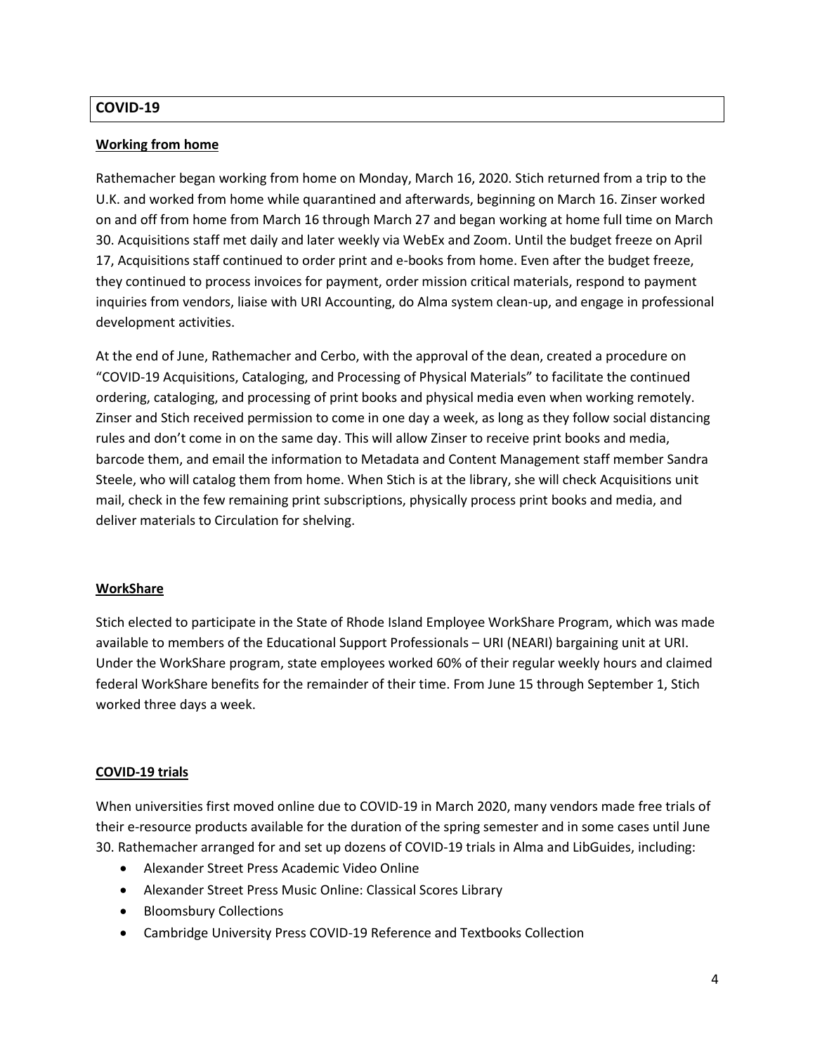## COVID-19

### Working from home

Rathemacher began working from home on Monday, March 16, 2020. Stich returned from a trip to the U.K. and worked from home while quarantined and afterwards, beginning on March 16. Zinser worked on and off from home from March 16 through March 27 and began working at home full time on March 30. Acquisitions staff met daily and later weekly via WebEx and Zoom. Until the budget freeze on April 17, Acquisitions staff continued to order print and e-books from home. Even after the budget freeze, they continued to process invoices for payment, order mission critical materials, respond to payment inquiries from vendors, liaise with URI Accounting, do Alma system clean-up, and engage in professional development activities.

At the end of June, Rathemacher and Cerbo, with the approval of the dean, created a procedure on "COVID-19 Acquisitions, Cataloging, and Processing of Physical Materials" to facilitate the continued ordering, cataloging, and processing of print books and physical media even when working remotely. Zinser and Stich received permission to come in one day a week, as long as they follow social distancing rules and don't come in on the same day. This will allow Zinser to receive print books and media, barcode them, and email the information to Metadata and Content Management staff member Sandra Steele, who will catalog them from home. When Stich is at the library, she will check Acquisitions unit mail, check in the few remaining print subscriptions, physically process print books and media, and deliver materials to Circulation for shelving.

### WorkShare

Stich elected to participate in the State of Rhode Island Employee WorkShare Program, which was made available to members of the Educational Support Professionals – URI (NEARI) bargaining unit at URI. Under the WorkShare program, state employees worked 60% of their regular weekly hours and claimed federal WorkShare benefits for the remainder of their time. From June 15 through September 1, Stich worked three days a week.

### COVID-19 trials

When universities first moved online due to COVID-19 in March 2020, many vendors made free trials of their e-resource products available for the duration of the spring semester and in some cases until June 30. Rathemacher arranged for and set up dozens of COVID-19 trials in Alma and LibGuides, including:

- Alexander Street Press Academic Video Online
- Alexander Street Press Music Online: Classical Scores Library
- Bloomsbury Collections
- Cambridge University Press COVID-19 Reference and Textbooks Collection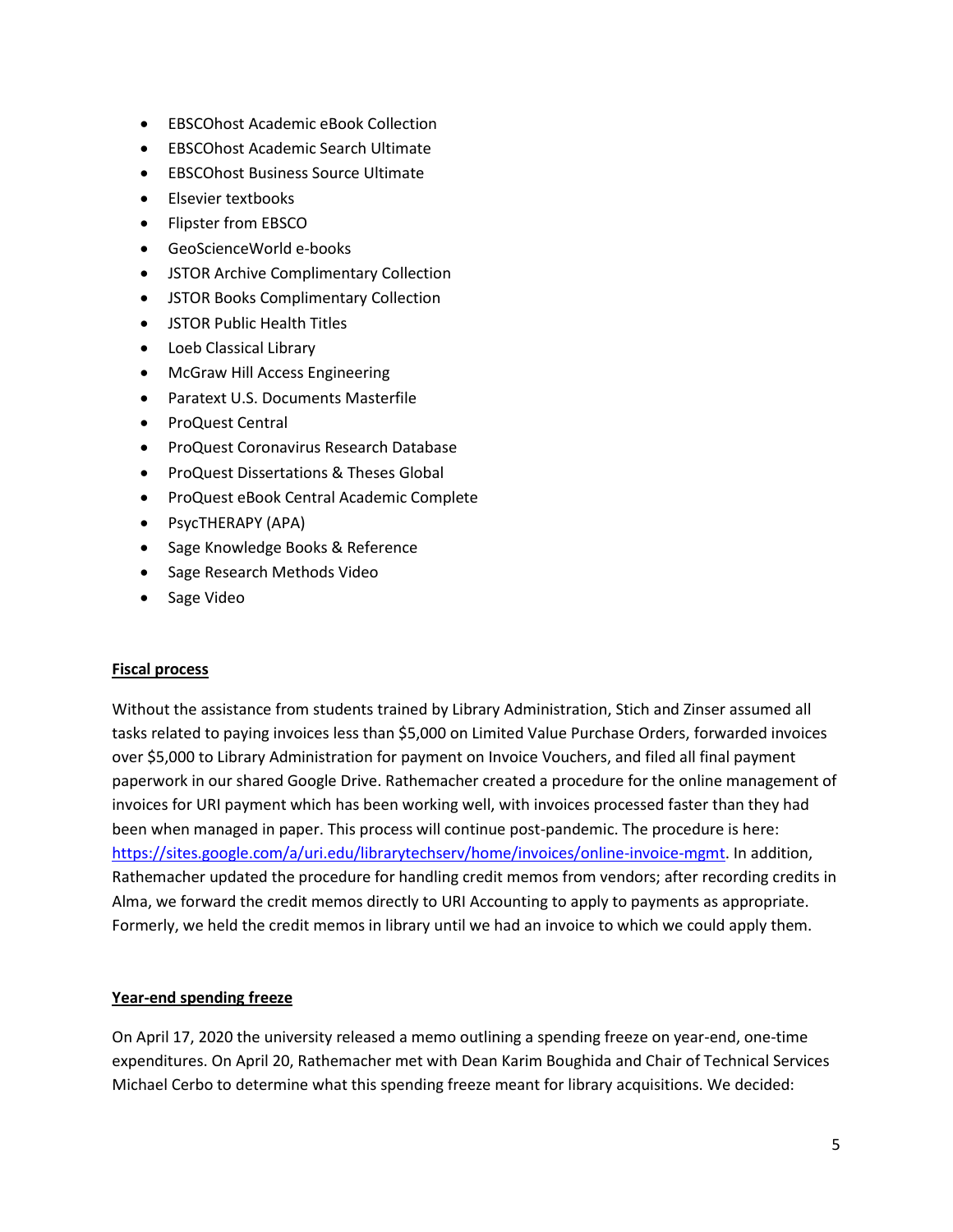- EBSCOhost Academic eBook Collection
- EBSCOhost Academic Search Ultimate
- EBSCOhost Business Source Ultimate
- Elsevier textbooks
- Flipster from EBSCO
- GeoScienceWorld e-books
- JSTOR Archive Complimentary Collection
- JSTOR Books Complimentary Collection
- JSTOR Public Health Titles
- Loeb Classical Library
- McGraw Hill Access Engineering
- Paratext U.S. Documents Masterfile
- ProQuest Central
- ProQuest Coronavirus Research Database
- ProQuest Dissertations & Theses Global
- ProQuest eBook Central Academic Complete
- PsycTHERAPY (APA)
- Sage Knowledge Books & Reference
- Sage Research Methods Video
- Sage Video

**Fiscal process**

Without the assistance from students trained by Library Administration, Stich and Zinser assumed all tasks related to paying invoices less than $5,000 on Limited Value Purchase Orders, forwarded invoices over $5,000 to Library Administration for payment on Invoice Vouchers, and filed all final payment paperwork in our shared Google Drive. Rathemacher created a procedure for the online management of invoices for URI payment which has been working well, with invoices processed faster than they had been when managed in paper. This process will continue post-pandemic. The procedure is here: [https://sites.google.com/a/uri.edu/librarytechserv/home/invoices/online-invoice-mgmt](https://sites.google.com/a/uri.edu/librarytechserv/home/invoices/online-invoice-mgmt). In addition, Rathemacher updated the procedure for handling credit memos from vendors; after recording credits in Alma, we forward the credit memos directly to URI Accounting to apply to payments as appropriate. Formerly, we held the credit memos in library until we had an invoice to which we could apply them.

**Year-end spending freeze**

On April 17, 2020 the university released a memo outlining a spending freeze on year-end, one-time expenditures. On April 20, Rathemacher met with Dean Karim Boughida and Chair of Technical Services Michael Cerbo to determine what this spending freeze meant for library acquisitions. We decided: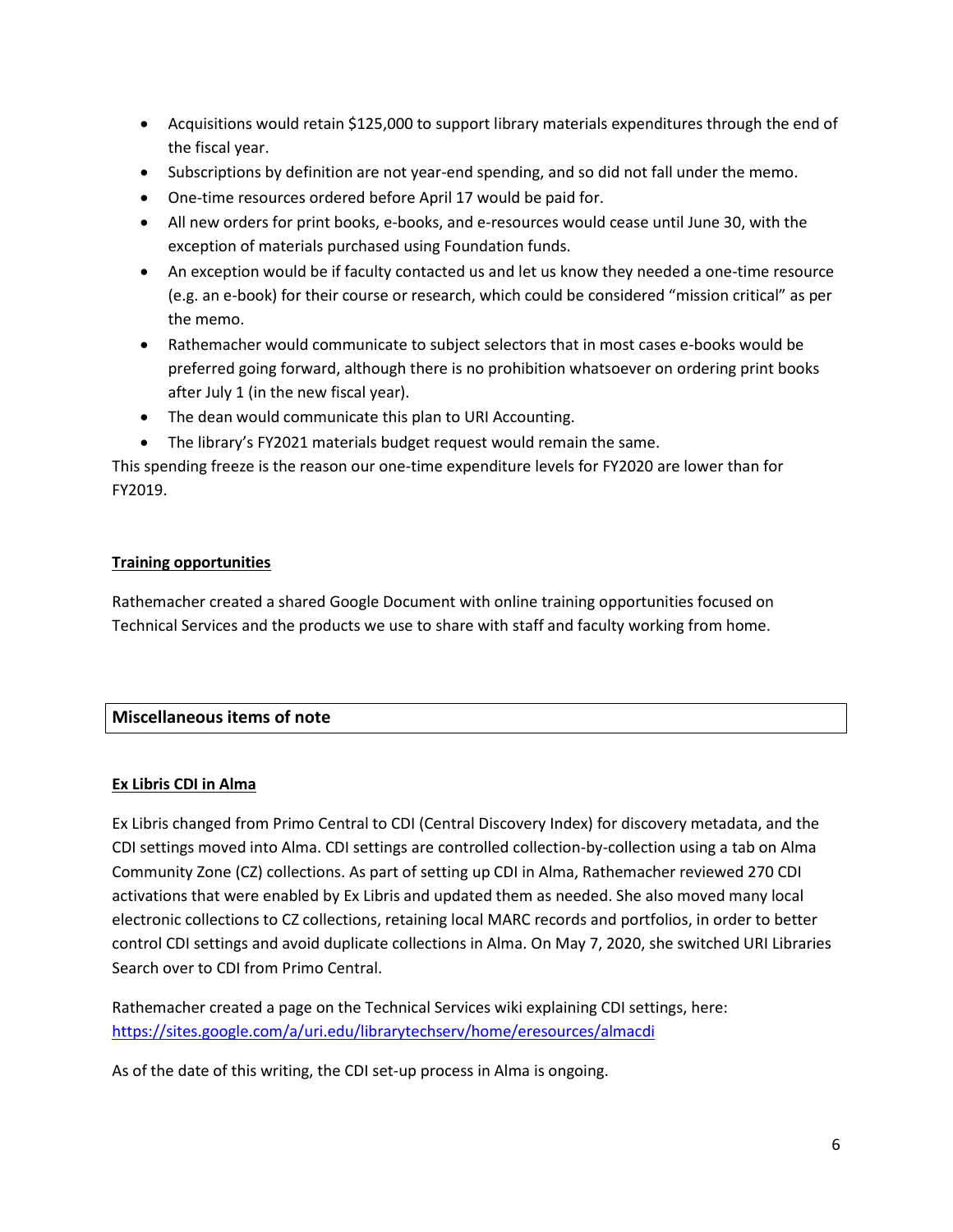- Acquisitions would retain $125,000 to support library materials expenditures through the end of the fiscal year.
- Subscriptions by definition are not year-end spending, and so did not fall under the memo.
- One-time resources ordered before April 17 would be paid for.
- All new orders for print books, e-books, and e-resources would cease until June 30, with the exception of materials purchased using Foundation funds.
- An exception would be if faculty contacted us and let us know they needed a one-time resource (e.g. an e-book) for their course or research, which could be considered "mission critical" as per the memo.
- Rathemacher would communicate to subject selectors that in most cases e-books would be preferred going forward, although there is no prohibition whatsoever on ordering print books after July 1 (in the new fiscal year).
- The dean would communicate this plan to URI Accounting.
- The library's FY2021 materials budget request would remain the same.

This spending freeze is the reason our one-time expenditure levels for FY2020 are lower than for FY2019.

**Training opportunities**

Rathemacher created a shared Google Document with online training opportunities focused on Technical Services and the products we use to share with staff and faculty working from home.

## Miscellaneous items of note

**Ex Libris CDI in Alma**

Ex Libris changed from Primo Central to CDI (Central Discovery Index) for discovery metadata, and the CDI settings moved into Alma. CDI settings are controlled collection-by-collection using a tab on Alma Community Zone (CZ) collections. As part of setting up CDI in Alma, Rathemacher reviewed 270 CDI activations that were enabled by Ex Libris and updated them as needed. She also moved many local electronic collections to CZ collections, retaining local MARC records and portfolios, in order to better control CDI settings and avoid duplicate collections in Alma. On May 7, 2020, she switched URI Libraries Search over to CDI from Primo Central.

Rathemacher created a page on the Technical Services wiki explaining CDI settings, here: https://sites.google.com/a/uri.edu/librarytechserv/home/eresources/almacdi

As of the date of this writing, the CDI set-up process in Alma is ongoing.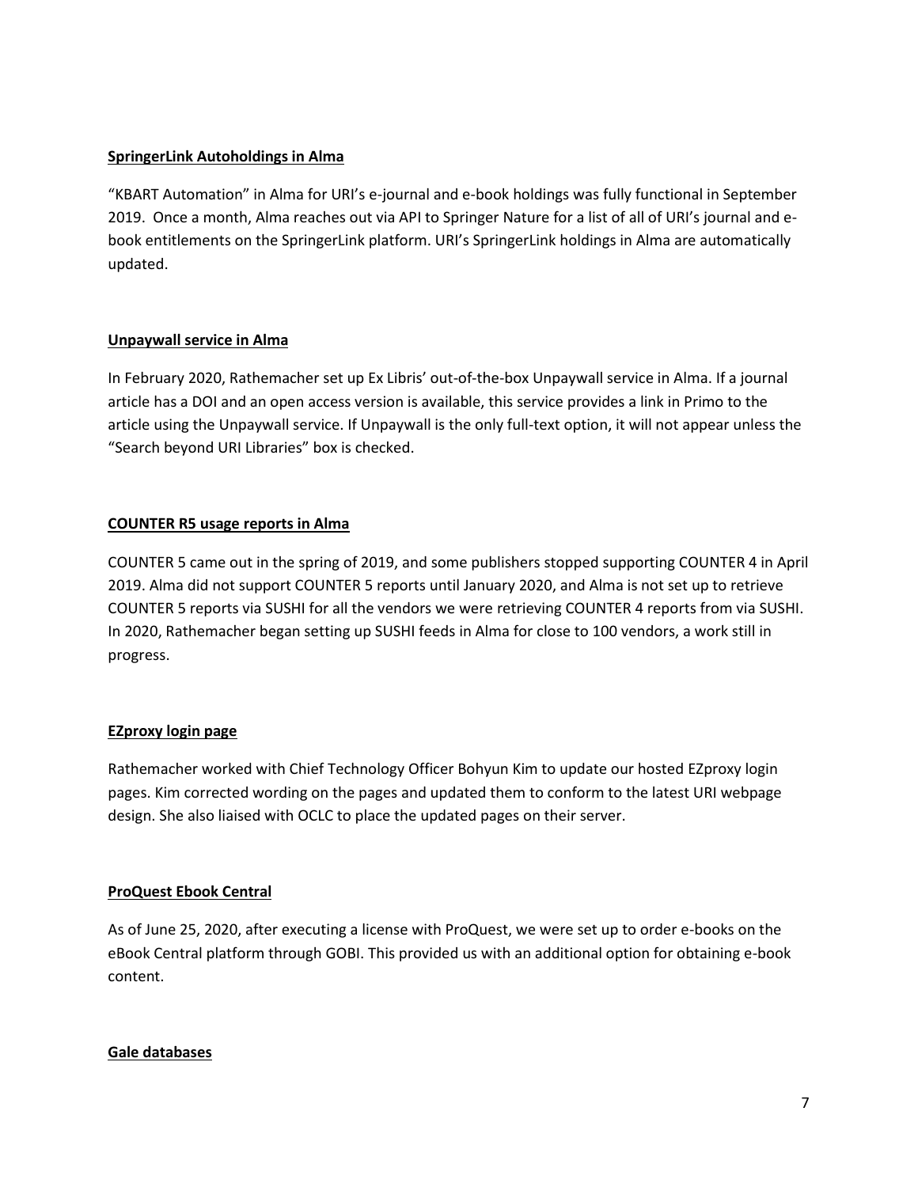**SpringerLink Autoholdings in Alma**

"KBART Automation" in Alma for URI's e-journal and e-book holdings was fully functional in September 2019. Once a month, Alma reaches out via API to Springer Nature for a list of all of URI's journal and e-book entitlements on the SpringerLink platform. URI's SpringerLink holdings in Alma are automatically updated.

**Unpaywall service in Alma**

In February 2020, Rathemacher set up Ex Libris' out-of-the-box Unpaywall service in Alma. If a journal article has a DOI and an open access version is available, this service provides a link in Primo to the article using the Unpaywall service. If Unpaywall is the only full-text option, it will not appear unless the "Search beyond URI Libraries" box is checked.

**COUNTER R5 usage reports in Alma**

COUNTER 5 came out in the spring of 2019, and some publishers stopped supporting COUNTER 4 in April 2019. Alma did not support COUNTER 5 reports until January 2020, and Alma is not set up to retrieve COUNTER 5 reports via SUSHI for all the vendors we were retrieving COUNTER 4 reports from via SUSHI. In 2020, Rathemacher began setting up SUSHI feeds in Alma for close to 100 vendors, a work still in progress.

**EZproxy login page**

Rathemacher worked with Chief Technology Officer Bohyun Kim to update our hosted EZproxy login pages. Kim corrected wording on the pages and updated them to conform to the latest URI webpage design. She also liaised with OCLC to place the updated pages on their server.

**ProQuest Ebook Central**

As of June 25, 2020, after executing a license with ProQuest, we were set up to order e-books on the eBook Central platform through GOBI. This provided us with an additional option for obtaining e-book content.

**Gale databases**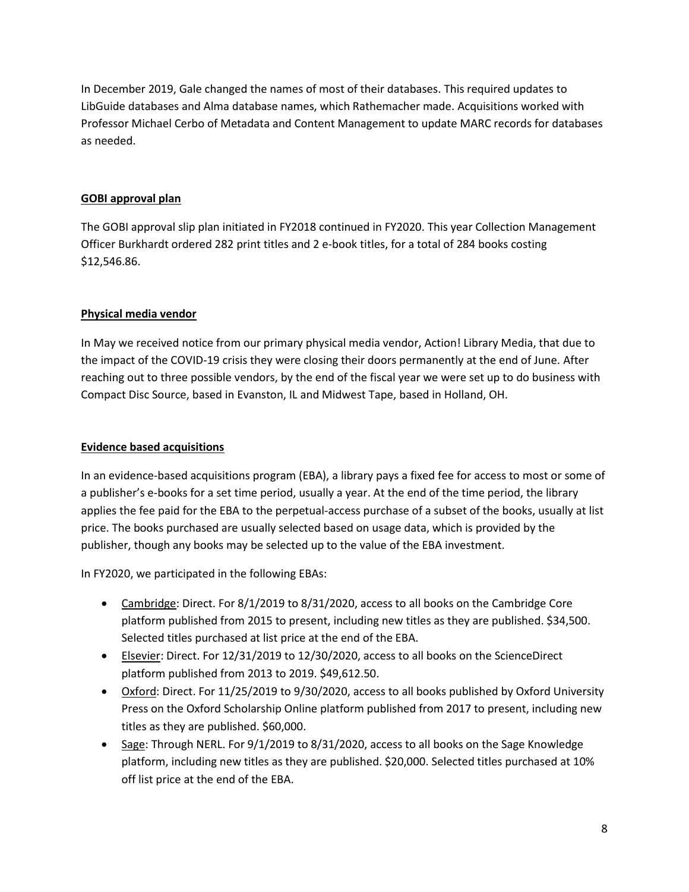In December 2019, Gale changed the names of most of their databases. This required updates to LibGuide databases and Alma database names, which Rathemacher made. Acquisitions worked with Professor Michael Cerbo of Metadata and Content Management to update MARC records for databases as needed.

## GOBI approval plan

The GOBI approval slip plan initiated in FY2018 continued in FY2020. This year Collection Management Officer Burkhardt ordered 282 print titles and 2 e-book titles, for a total of 284 books costing $12,546.86.

## Physical media vendor

In May we received notice from our primary physical media vendor, Action! Library Media, that due to the impact of the COVID-19 crisis they were closing their doors permanently at the end of June. After reaching out to three possible vendors, by the end of the fiscal year we were set up to do business with Compact Disc Source, based in Evanston, IL and Midwest Tape, based in Holland, OH.

## Evidence based acquisitions

In an evidence-based acquisitions program (EBA), a library pays a fixed fee for access to most or some of a publisher's e-books for a set time period, usually a year. At the end of the time period, the library applies the fee paid for the EBA to the perpetual-access purchase of a subset of the books, usually at list price. The books purchased are usually selected based on usage data, which is provided by the publisher, though any books may be selected up to the value of the EBA investment.

In FY2020, we participated in the following EBAs:

- Cambridge: Direct. For 8/1/2019 to 8/31/2020, access to all books on the Cambridge Core platform published from 2015 to present, including new titles as they are published. $34,500. Selected titles purchased at list price at the end of the EBA.
- Elsevier: Direct. For 12/31/2019 to 12/30/2020, access to all books on the ScienceDirect platform published from 2013 to 2019. $49,612.50.
- Oxford: Direct. For 11/25/2019 to 9/30/2020, access to all books published by Oxford University Press on the Oxford Scholarship Online platform published from 2017 to present, including new titles as they are published. $60,000.
- Sage: Through NERL. For 9/1/2019 to 8/31/2020, access to all books on the Sage Knowledge platform, including new titles as they are published. $20,000. Selected titles purchased at 10% off list price at the end of the EBA.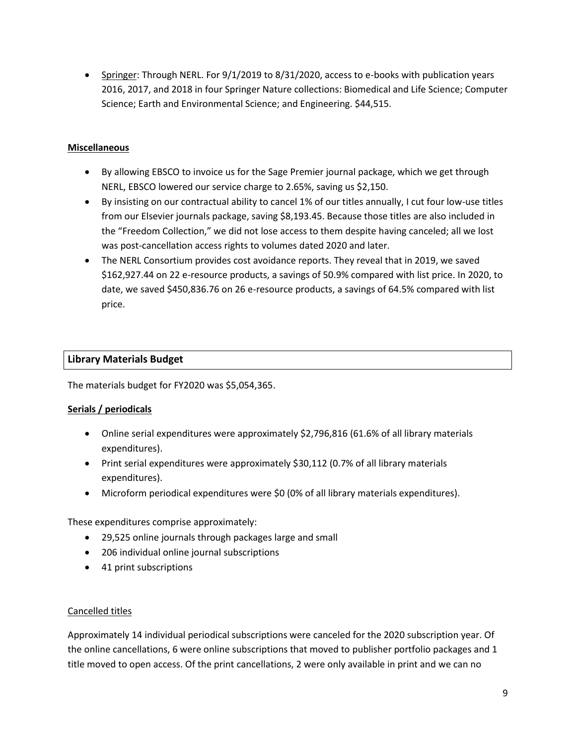- Springer: Through NERL. For 9/1/2019 to 8/31/2020, access to e-books with publication years 2016, 2017, and 2018 in four Springer Nature collections: Biomedical and Life Science; Computer Science; Earth and Environmental Science; and Engineering. $44,515.

**Miscellaneous**

- By allowing EBSCO to invoice us for the Sage Premier journal package, which we get through NERL, EBSCO lowered our service charge to 2.65%, saving us $2,150.
- By insisting on our contractual ability to cancel 1% of our titles annually, I cut four low-use titles from our Elsevier journals package, saving $8,193.45. Because those titles are also included in the "Freedom Collection," we did not lose access to them despite having canceled; all we lost was post-cancellation access rights to volumes dated 2020 and later.
- The NERL Consortium provides cost avoidance reports. They reveal that in 2019, we saved $162,927.44 on 22 e-resource products, a savings of 50.9% compared with list price. In 2020, to date, we saved $450,836.76 on 26 e-resource products, a savings of 64.5% compared with list price.

## Library Materials Budget

The materials budget for FY2020 was $5,054,365.

**Serials / periodicals**

- Online serial expenditures were approximately $2,796,816 (61.6% of all library materials expenditures).
- Print serial expenditures were approximately $30,112 (0.7% of all library materials expenditures).
- Microform periodical expenditures were $0 (0% of all library materials expenditures).

These expenditures comprise approximately:

- 29,525 online journals through packages large and small
- 206 individual online journal subscriptions
- 41 print subscriptions

Cancelled titles

Approximately 14 individual periodical subscriptions were canceled for the 2020 subscription year. Of the online cancellations, 6 were online subscriptions that moved to publisher portfolio packages and 1 title moved to open access. Of the print cancellations, 2 were only available in print and we can no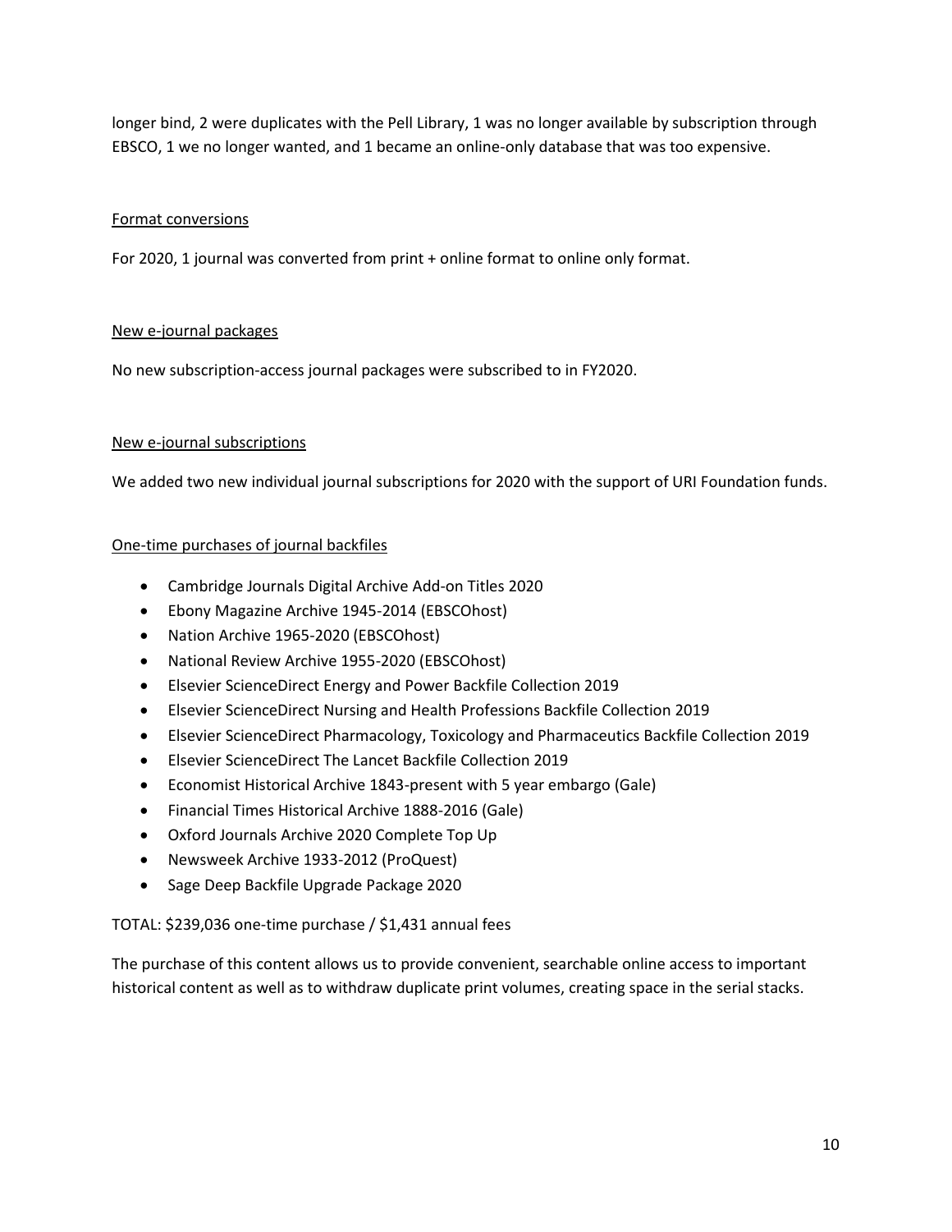longer bind, 2 were duplicates with the Pell Library, 1 was no longer available by subscription through EBSCO, 1 we no longer wanted, and 1 became an online-only database that was too expensive.

<u>Format conversions</u>

For 2020, 1 journal was converted from print + online format to online only format.

<u>New e-journal packages</u>

No new subscription-access journal packages were subscribed to in FY2020.

<u>New e-journal subscriptions</u>

We added two new individual journal subscriptions for 2020 with the support of URI Foundation funds.

<u>One-time purchases of journal backfiles</u>

- Cambridge Journals Digital Archive Add-on Titles 2020
- Ebony Magazine Archive 1945-2014 (EBSCOhost)
- Nation Archive 1965-2020 (EBSCOhost)
- National Review Archive 1955-2020 (EBSCOhost)
- Elsevier ScienceDirect Energy and Power Backfile Collection 2019
- Elsevier ScienceDirect Nursing and Health Professions Backfile Collection 2019
- Elsevier ScienceDirect Pharmacology, Toxicology and Pharmaceutics Backfile Collection 2019
- Elsevier ScienceDirect The Lancet Backfile Collection 2019
- Economist Historical Archive 1843-present with 5 year embargo (Gale)
- Financial Times Historical Archive 1888-2016 (Gale)
- Oxford Journals Archive 2020 Complete Top Up
- Newsweek Archive 1933-2012 (ProQuest)
- Sage Deep Backfile Upgrade Package 2020

TOTAL: $239,036 one-time purchase / $1,431 annual fees

The purchase of this content allows us to provide convenient, searchable online access to important historical content as well as to withdraw duplicate print volumes, creating space in the serial stacks.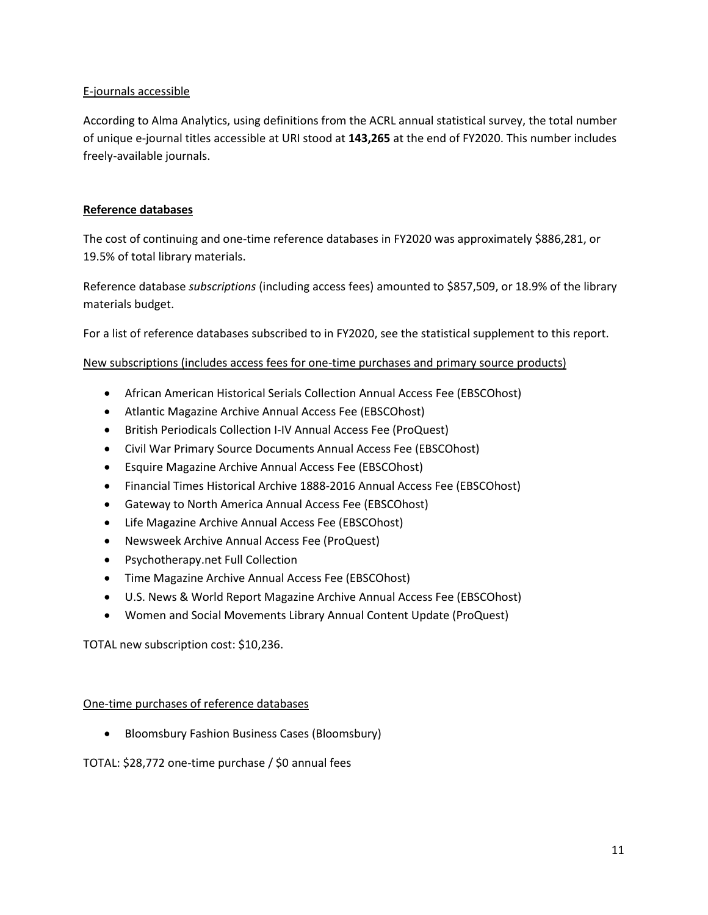E-journals accessible

According to Alma Analytics, using definitions from the ACRL annual statistical survey, the total number of unique e-journal titles accessible at URI stood at **143,265** at the end of FY2020. This number includes freely-available journals.

## Reference databases

The cost of continuing and one-time reference databases in FY2020 was approximately $886,281, or 19.5% of total library materials.

Reference database *subscriptions* (including access fees) amounted to $857,509, or 18.9% of the library materials budget.

For a list of reference databases subscribed to in FY2020, see the statistical supplement to this report.

New subscriptions (includes access fees for one-time purchases and primary source products)

- African American Historical Serials Collection Annual Access Fee (EBSCOhost)
- Atlantic Magazine Archive Annual Access Fee (EBSCOhost)
- British Periodicals Collection I-IV Annual Access Fee (ProQuest)
- Civil War Primary Source Documents Annual Access Fee (EBSCOhost)
- Esquire Magazine Archive Annual Access Fee (EBSCOhost)
- Financial Times Historical Archive 1888-2016 Annual Access Fee (EBSCOhost)
- Gateway to North America Annual Access Fee (EBSCOhost)
- Life Magazine Archive Annual Access Fee (EBSCOhost)
- Newsweek Archive Annual Access Fee (ProQuest)
- Psychotherapy.net Full Collection
- Time Magazine Archive Annual Access Fee (EBSCOhost)
- U.S. News & World Report Magazine Archive Annual Access Fee (EBSCOhost)
- Women and Social Movements Library Annual Content Update (ProQuest)

TOTAL new subscription cost: $10,236.

One-time purchases of reference databases

- Bloomsbury Fashion Business Cases (Bloomsbury)

TOTAL: $28,772 one-time purchase / $0 annual fees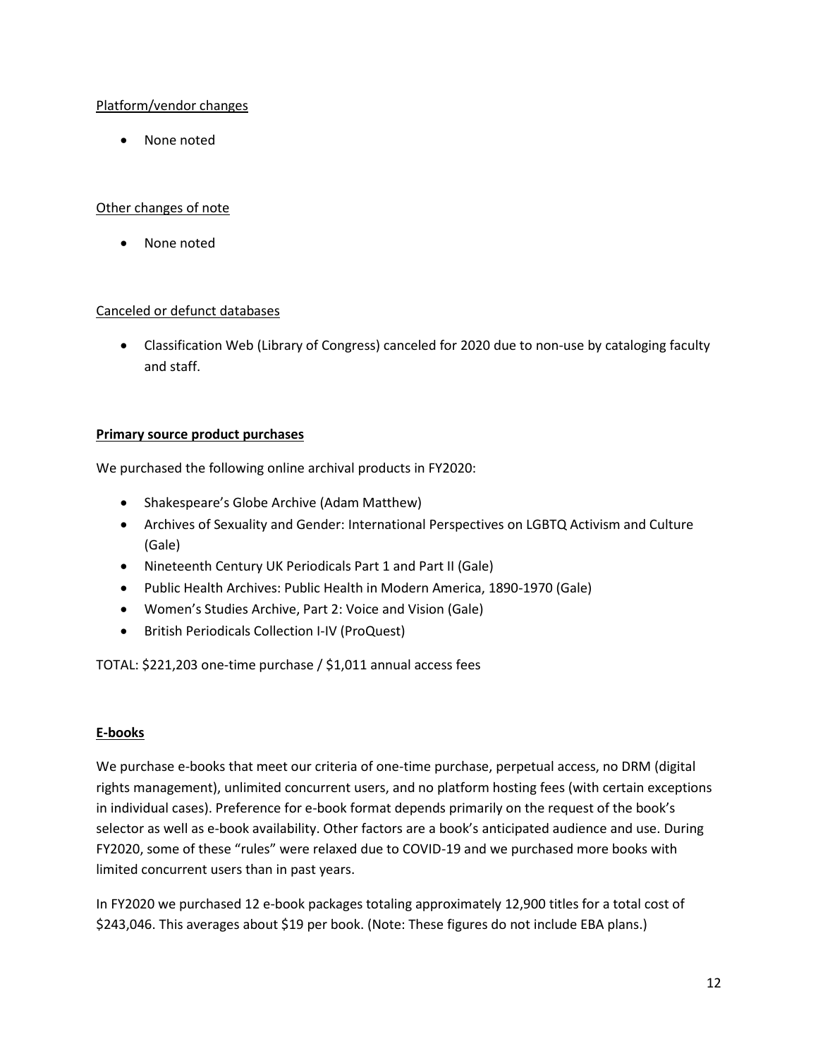Platform/vendor changes

- None noted

Other changes of note

- None noted

Canceled or defunct databases

- Classification Web (Library of Congress) canceled for 2020 due to non-use by cataloging faculty and staff.

**Primary source product purchases**

We purchased the following online archival products in FY2020:

- Shakespeare's Globe Archive (Adam Matthew)
- Archives of Sexuality and Gender: International Perspectives on LGBTQ Activism and Culture (Gale)
- Nineteenth Century UK Periodicals Part 1 and Part II (Gale)
- Public Health Archives: Public Health in Modern America, 1890-1970 (Gale)
- Women's Studies Archive, Part 2: Voice and Vision (Gale)
- British Periodicals Collection I-IV (ProQuest)

TOTAL: $221,203 one-time purchase / $1,011 annual access fees

**E-books**

We purchase e-books that meet our criteria of one-time purchase, perpetual access, no DRM (digital rights management), unlimited concurrent users, and no platform hosting fees (with certain exceptions in individual cases). Preference for e-book format depends primarily on the request of the book's selector as well as e-book availability. Other factors are a book's anticipated audience and use. During FY2020, some of these "rules" were relaxed due to COVID-19 and we purchased more books with limited concurrent users than in past years.

In FY2020 we purchased 12 e-book packages totaling approximately 12,900 titles for a total cost of $243,046. This averages about $19 per book. (Note: These figures do not include EBA plans.)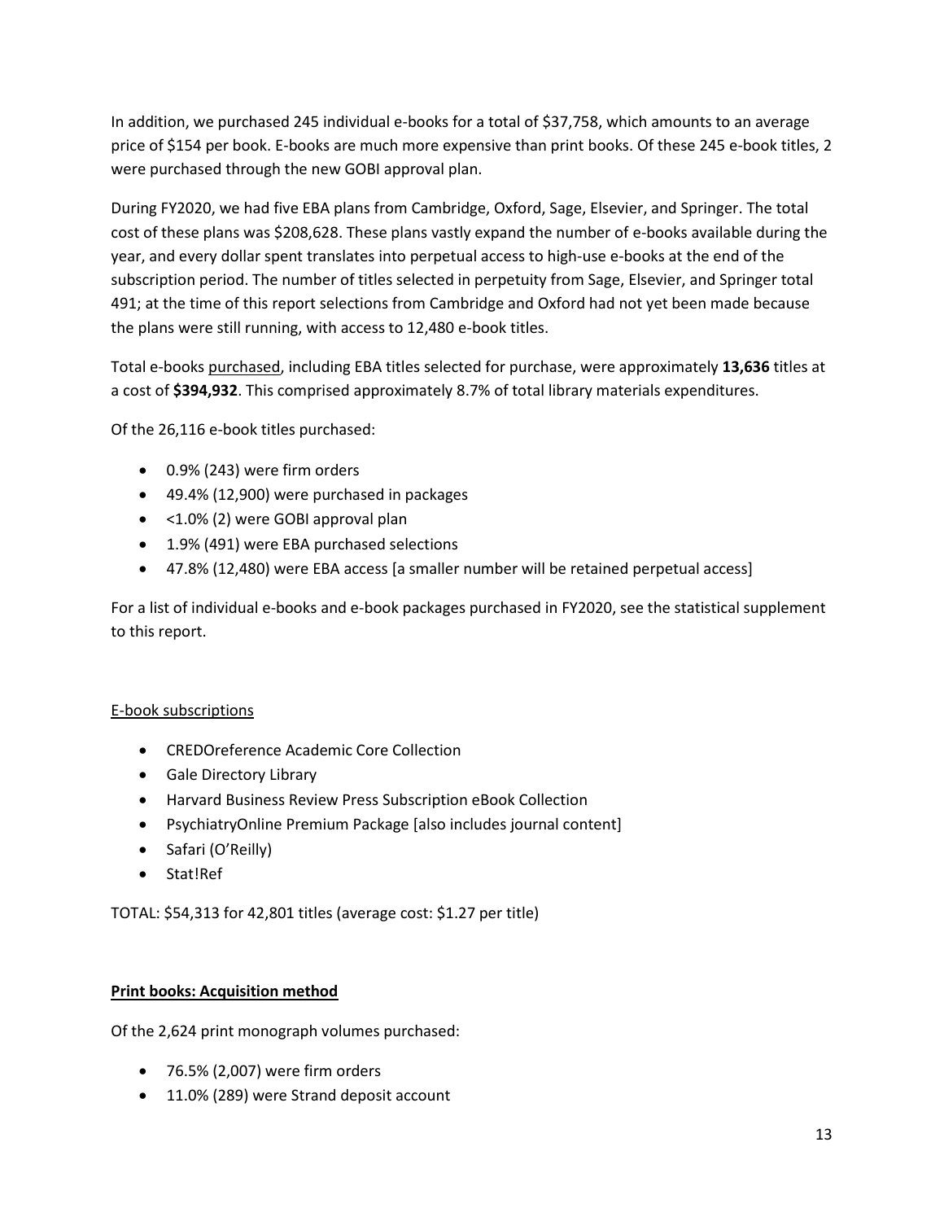In addition, we purchased 245 individual e-books for a total of $37,758, which amounts to an average price of $154 per book. E-books are much more expensive than print books. Of these 245 e-book titles, 2 were purchased through the new GOBI approval plan.

During FY2020, we had five EBA plans from Cambridge, Oxford, Sage, Elsevier, and Springer. The total cost of these plans was $208,628. These plans vastly expand the number of e-books available during the year, and every dollar spent translates into perpetual access to high-use e-books at the end of the subscription period. The number of titles selected in perpetuity from Sage, Elsevier, and Springer total 491; at the time of this report selections from Cambridge and Oxford had not yet been made because the plans were still running, with access to 12,480 e-book titles.

Total e-books <u>purchased</u>, including EBA titles selected for purchase, were approximately **13,636** titles at a cost of **$394,932**. This comprised approximately 8.7% of total library materials expenditures.

Of the 26,116 e-book titles purchased:

- 0.9% (243) were firm orders
- 49.4% (12,900) were purchased in packages
- <1.0% (2) were GOBI approval plan
- 1.9% (491) were EBA purchased selections
- 47.8% (12,480) were EBA access [a smaller number will be retained perpetual access]

For a list of individual e-books and e-book packages purchased in FY2020, see the statistical supplement to this report.

<u>E-book subscriptions</u>

- CREDOreference Academic Core Collection
- Gale Directory Library
- Harvard Business Review Press Subscription eBook Collection
- PsychiatryOnline Premium Package [also includes journal content]
- Safari (O'Reilly)
- Stat!Ref

TOTAL: $54,313 for 42,801 titles (average cost: $1.27 per title)

**<u>Print books: Acquisition method</u>**

Of the 2,624 print monograph volumes purchased:

- 76.5% (2,007) were firm orders
- 11.0% (289) were Strand deposit account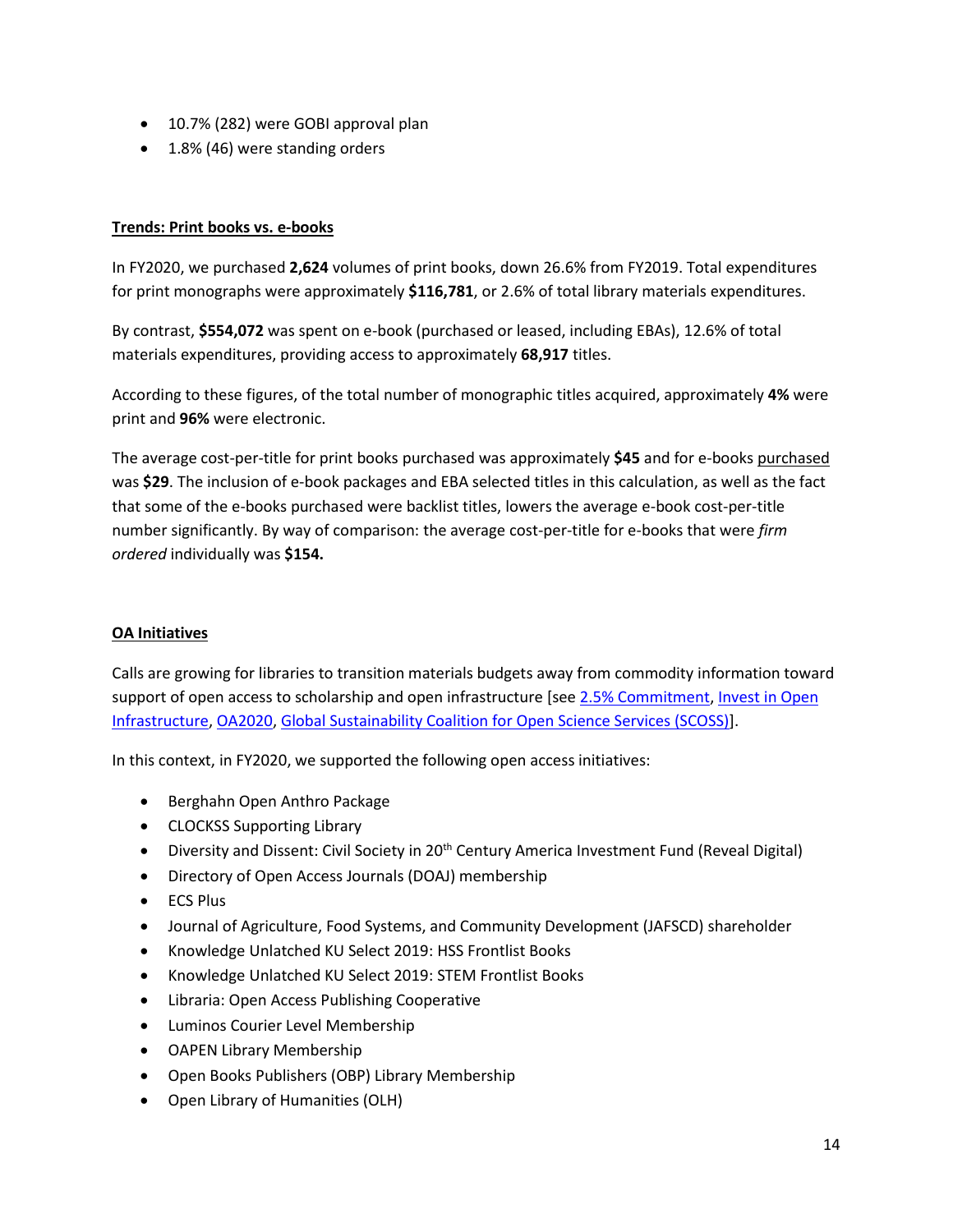- 10.7% (282) were GOBI approval plan
- 1.8% (46) were standing orders

**Trends: Print books vs. e-books**

In FY2020, we purchased **2,624** volumes of print books, down 26.6% from FY2019. Total expenditures for print monographs were approximately **$116,781**, or 2.6% of total library materials expenditures.

By contrast, **$554,072** was spent on e-book (purchased or leased, including EBAs), 12.6% of total materials expenditures, providing access to approximately **68,917** titles.

According to these figures, of the total number of monographic titles acquired, approximately **4%** were print and **96%** were electronic.

The average cost-per-title for print books purchased was approximately **$45** and for e-books purchased was **$29**. The inclusion of e-book packages and EBA selected titles in this calculation, as well as the fact that some of the e-books purchased were backlist titles, lowers the average e-book cost-per-title number significantly. By way of comparison: the average cost-per-title for e-books that were *firm ordered* individually was **$154.**

**OA Initiatives**

Calls are growing for libraries to transition materials budgets away from commodity information toward support of open access to scholarship and open infrastructure [see 2.5% Commitment, Invest in Open Infrastructure, OA2020, Global Sustainability Coalition for Open Science Services (SCOSS)].

In this context, in FY2020, we supported the following open access initiatives:

- Berghahn Open Anthro Package
- CLOCKSS Supporting Library
- Diversity and Dissent: Civil Society in 20th Century America Investment Fund (Reveal Digital)
- Directory of Open Access Journals (DOAJ) membership
- ECS Plus
- Journal of Agriculture, Food Systems, and Community Development (JAFSCD) shareholder
- Knowledge Unlatched KU Select 2019: HSS Frontlist Books
- Knowledge Unlatched KU Select 2019: STEM Frontlist Books
- Libraria: Open Access Publishing Cooperative
- Luminos Courier Level Membership
- OAPEN Library Membership
- Open Books Publishers (OBP) Library Membership
- Open Library of Humanities (OLH)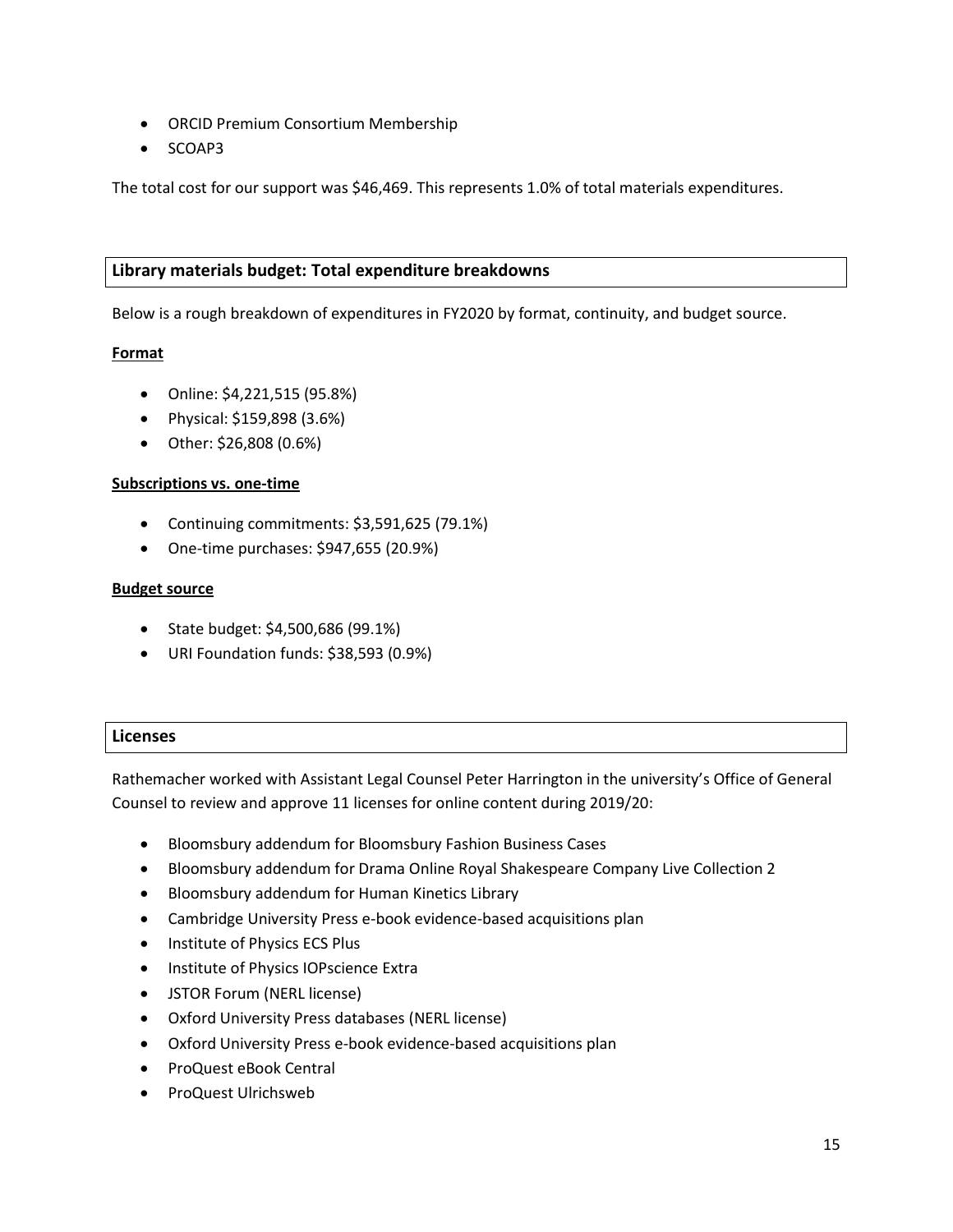- ORCID Premium Consortium Membership
- SCOAP3

The total cost for our support was $46,469. This represents 1.0% of total materials expenditures.

## Library materials budget: Total expenditure breakdowns

Below is a rough breakdown of expenditures in FY2020 by format, continuity, and budget source.

**Format**

- Online: $4,221,515 (95.8%)
- Physical: $159,898 (3.6%)
- Other: $26,808 (0.6%)

**Subscriptions vs. one-time**

- Continuing commitments: $3,591,625 (79.1%)
- One-time purchases: $947,655 (20.9%)

**Budget source**

- State budget: $4,500,686 (99.1%)
- URI Foundation funds: $38,593 (0.9%)

## Licenses

Rathemacher worked with Assistant Legal Counsel Peter Harrington in the university's Office of General Counsel to review and approve 11 licenses for online content during 2019/20:

- Bloomsbury addendum for Bloomsbury Fashion Business Cases
- Bloomsbury addendum for Drama Online Royal Shakespeare Company Live Collection 2
- Bloomsbury addendum for Human Kinetics Library
- Cambridge University Press e-book evidence-based acquisitions plan
- Institute of Physics ECS Plus
- Institute of Physics IOPscience Extra
- JSTOR Forum (NERL license)
- Oxford University Press databases (NERL license)
- Oxford University Press e-book evidence-based acquisitions plan
- ProQuest eBook Central
- ProQuest Ulrichsweb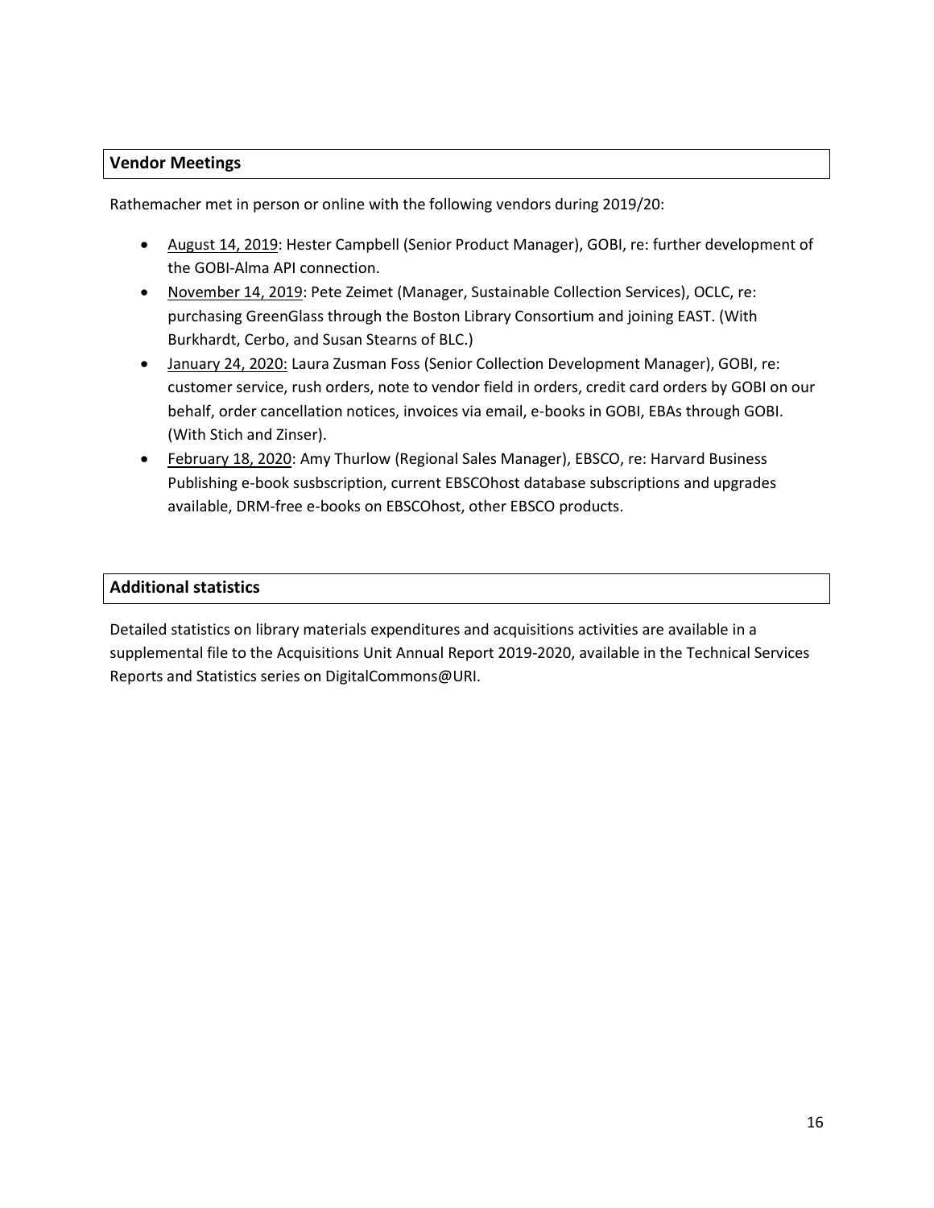## Vendor Meetings

Rathemacher met in person or online with the following vendors during 2019/20:

- August 14, 2019: Hester Campbell (Senior Product Manager), GOBI, re: further development of the GOBI-Alma API connection.
- November 14, 2019: Pete Zeimet (Manager, Sustainable Collection Services), OCLC, re: purchasing GreenGlass through the Boston Library Consortium and joining EAST. (With Burkhardt, Cerbo, and Susan Stearns of BLC.)
- January 24, 2020: Laura Zusman Foss (Senior Collection Development Manager), GOBI, re: customer service, rush orders, note to vendor field in orders, credit card orders by GOBI on our behalf, order cancellation notices, invoices via email, e-books in GOBI, EBAs through GOBI. (With Stich and Zinser).
- February 18, 2020: Amy Thurlow (Regional Sales Manager), EBSCO, re: Harvard Business Publishing e-book susbscription, current EBSCOhost database subscriptions and upgrades available, DRM-free e-books on EBSCOhost, other EBSCO products.

## Additional statistics

Detailed statistics on library materials expenditures and acquisitions activities are available in a supplemental file to the Acquisitions Unit Annual Report 2019-2020, available in the Technical Services Reports and Statistics series on DigitalCommons@URI.